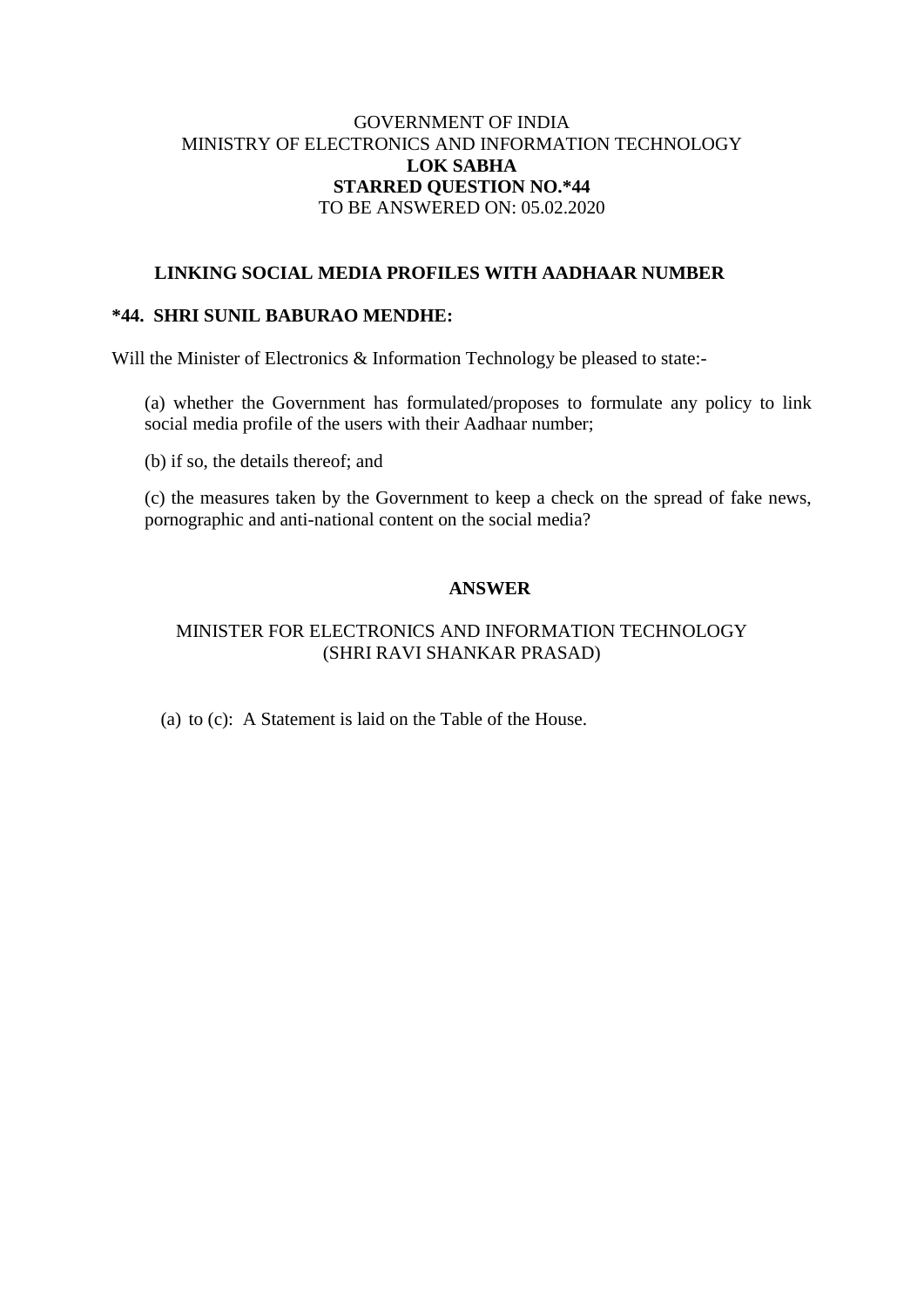GOVERNMENT OF INDIA
MINISTRY OF ELECTRONICS AND INFORMATION TECHNOLOGY
**LOK SABHA**
**STARRED QUESTION NO.*44**
TO BE ANSWERED ON: 05.02.2020

## LINKING SOCIAL MEDIA PROFILES WITH AADHAAR NUMBER

**\*44. SHRI SUNIL BABURAO MENDHE:**

Will the Minister of Electronics & Information Technology be pleased to state:-

(a) whether the Government has formulated/proposes to formulate any policy to link social media profile of the users with their Aadhaar number;

(b) if so, the details thereof; and

(c) the measures taken by the Government to keep a check on the spread of fake news, pornographic and anti-national content on the social media?

**ANSWER**

MINISTER FOR ELECTRONICS AND INFORMATION TECHNOLOGY
(SHRI RAVI SHANKAR PRASAD)

(a) to (c): A Statement is laid on the Table of the House.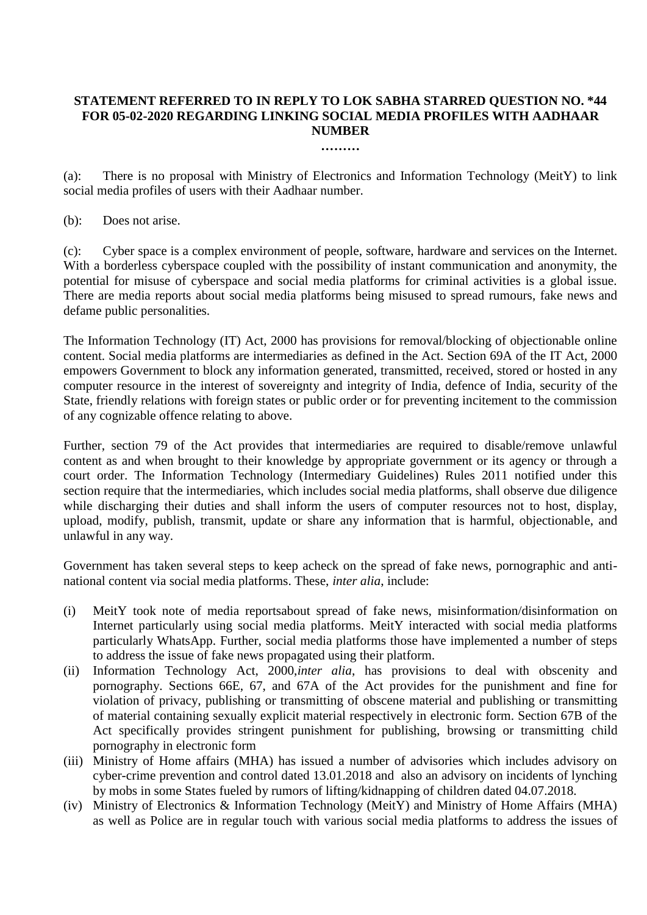**STATEMENT REFERRED TO IN REPLY TO LOK SABHA STARRED QUESTION NO. *44 FOR 05-02-2020 REGARDING LINKING SOCIAL MEDIA PROFILES WITH AADHAAR NUMBER**

**………**

(a): There is no proposal with Ministry of Electronics and Information Technology (MeitY) to link social media profiles of users with their Aadhaar number.

(b): Does not arise.

(c): Cyber space is a complex environment of people, software, hardware and services on the Internet. With a borderless cyberspace coupled with the possibility of instant communication and anonymity, the potential for misuse of cyberspace and social media platforms for criminal activities is a global issue. There are media reports about social media platforms being misused to spread rumours, fake news and defame public personalities.

The Information Technology (IT) Act, 2000 has provisions for removal/blocking of objectionable online content. Social media platforms are intermediaries as defined in the Act. Section 69A of the IT Act, 2000 empowers Government to block any information generated, transmitted, received, stored or hosted in any computer resource in the interest of sovereignty and integrity of India, defence of India, security of the State, friendly relations with foreign states or public order or for preventing incitement to the commission of any cognizable offence relating to above.

Further, section 79 of the Act provides that intermediaries are required to disable/remove unlawful content as and when brought to their knowledge by appropriate government or its agency or through a court order. The Information Technology (Intermediary Guidelines) Rules 2011 notified under this section require that the intermediaries, which includes social media platforms, shall observe due diligence while discharging their duties and shall inform the users of computer resources not to host, display, upload, modify, publish, transmit, update or share any information that is harmful, objectionable, and unlawful in any way.

Government has taken several steps to keep acheck on the spread of fake news, pornographic and anti-national content via social media platforms. These, *inter alia*, include:

(i) MeitY took note of media reportsabout spread of fake news, misinformation/disinformation on Internet particularly using social media platforms. MeitY interacted with social media platforms particularly WhatsApp. Further, social media platforms those have implemented a number of steps to address the issue of fake news propagated using their platform.

(ii) Information Technology Act, 2000,*inter alia*, has provisions to deal with obscenity and pornography. Sections 66E, 67, and 67A of the Act provides for the punishment and fine for violation of privacy, publishing or transmitting of obscene material and publishing or transmitting of material containing sexually explicit material respectively in electronic form. Section 67B of the Act specifically provides stringent punishment for publishing, browsing or transmitting child pornography in electronic form

(iii) Ministry of Home affairs (MHA) has issued a number of advisories which includes advisory on cyber-crime prevention and control dated 13.01.2018 and also an advisory on incidents of lynching by mobs in some States fueled by rumors of lifting/kidnapping of children dated 04.07.2018.

(iv) Ministry of Electronics & Information Technology (MeitY) and Ministry of Home Affairs (MHA) as well as Police are in regular touch with various social media platforms to address the issues of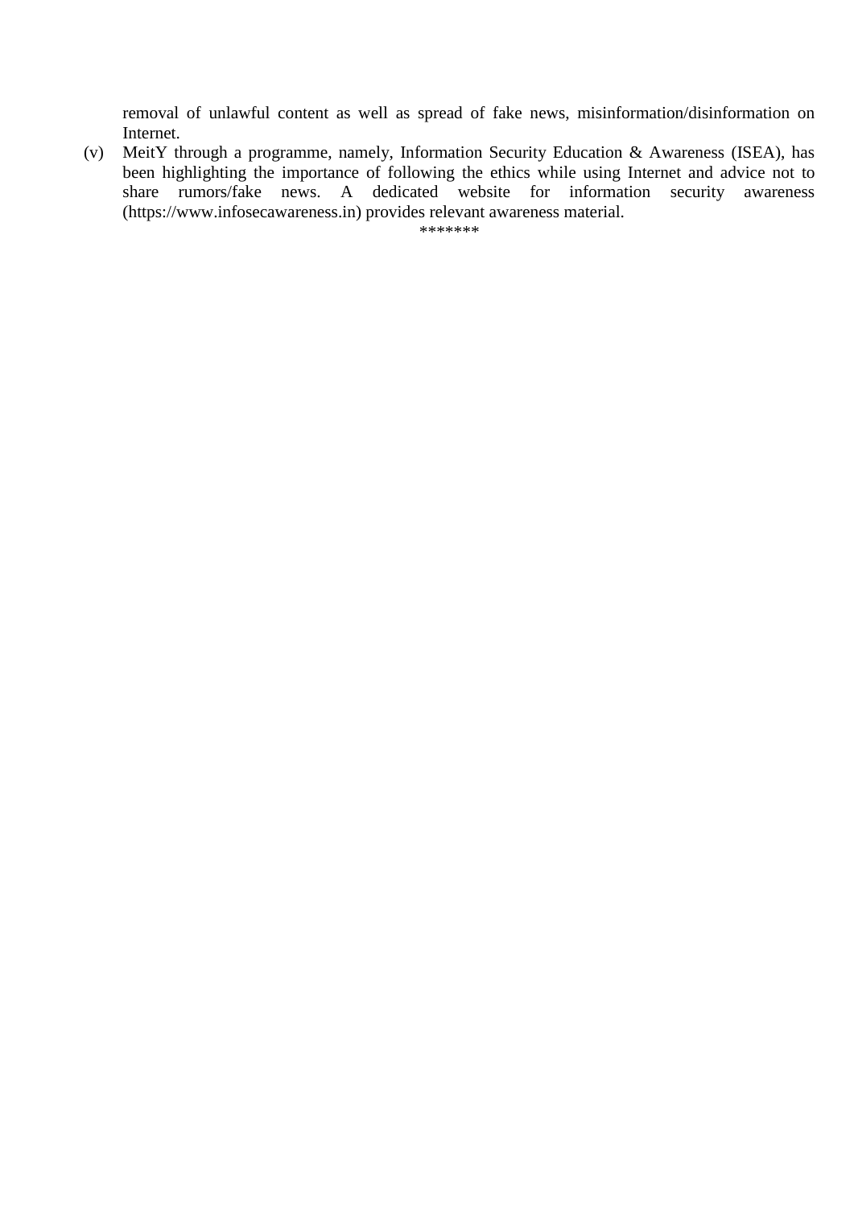removal of unlawful content as well as spread of fake news, misinformation/disinformation on Internet.

(v) MeitY through a programme, namely, Information Security Education & Awareness (ISEA), has been highlighting the importance of following the ethics while using Internet and advice not to share rumors/fake news. A dedicated website for information security awareness (https://www.infosecawareness.in) provides relevant awareness material.

*******